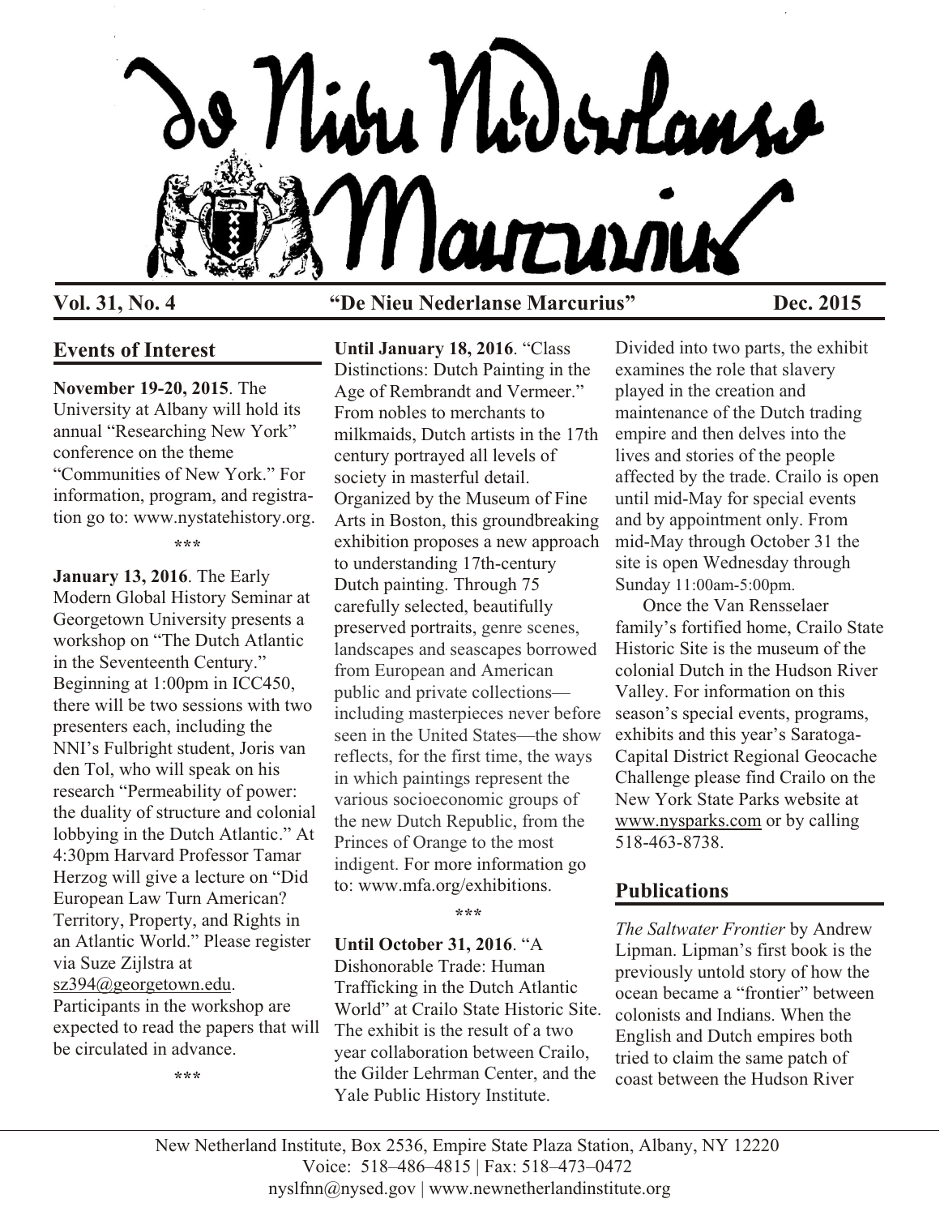# De Nieu Nederlanse Marcurius

**Vol. 31, No. 4** **"De Nieu Nederlanse Marcurius"** **Dec. 2015**

## Events of Interest

**November 19-20, 2015**. The University at Albany will hold its annual "Researching New York" conference on the theme "Communities of New York." For information, program, and registration go to: www.nystatehistory.org.

\*\*\*

**January 13, 2016**. The Early Modern Global History Seminar at Georgetown University presents a workshop on "The Dutch Atlantic in the Seventeenth Century." Beginning at 1:00pm in ICC450, there will be two sessions with two presenters each, including the NNI's Fulbright student, Joris van den Tol, who will speak on his research "Permeability of power: the duality of structure and colonial lobbying in the Dutch Atlantic." At 4:30pm Harvard Professor Tamar Herzog will give a lecture on "Did European Law Turn American? Territory, Property, and Rights in an Atlantic World." Please register via Suze Zijlstra at sz394@georgetown.edu. Participants in the workshop are expected to read the papers that will be circulated in advance.

\*\*\*

**Until January 18, 2016**. "Class Distinctions: Dutch Painting in the Age of Rembrandt and Vermeer." From nobles to merchants to milkmaids, Dutch artists in the 17th century portrayed all levels of society in masterful detail. Organized by the Museum of Fine Arts in Boston, this groundbreaking exhibition proposes a new approach to understanding 17th-century Dutch painting. Through 75 carefully selected, beautifully preserved portraits, genre scenes, landscapes and seascapes borrowed from European and American public and private collections—including masterpieces never before seen in the United States—the show reflects, for the first time, the ways in which paintings represent the various socioeconomic groups of the new Dutch Republic, from the Princes of Orange to the most indigent. For more information go to: www.mfa.org/exhibitions.

\*\*\*

**Until October 31, 2016**. "A Dishonorable Trade: Human Trafficking in the Dutch Atlantic World" at Crailo State Historic Site. The exhibit is the result of a two year collaboration between Crailo, the Gilder Lehrman Center, and the Yale Public History Institute. Divided into two parts, the exhibit examines the role that slavery played in the creation and maintenance of the Dutch trading empire and then delves into the lives and stories of the people affected by the trade. Crailo is open until mid-May for special events and by appointment only. From mid-May through October 31 the site is open Wednesday through Sunday 11:00am-5:00pm.

Once the Van Rensselaer family's fortified home, Crailo State Historic Site is the museum of the colonial Dutch in the Hudson River Valley. For information on this season's special events, programs, exhibits and this year's Saratoga-Capital District Regional Geocache Challenge please find Crailo on the New York State Parks website at www.nysparks.com or by calling 518-463-8738.

## Publications

*The Saltwater Frontier* by Andrew Lipman. Lipman's first book is the previously untold story of how the ocean became a "frontier" between colonists and Indians. When the English and Dutch empires both tried to claim the same patch of coast between the Hudson River

New Netherland Institute, Box 2536, Empire State Plaza Station, Albany, NY 12220
Voice: 518–486–4815 | Fax: 518–473–0472
nyslfnn@nysed.gov | www.newnetherlandinstitute.org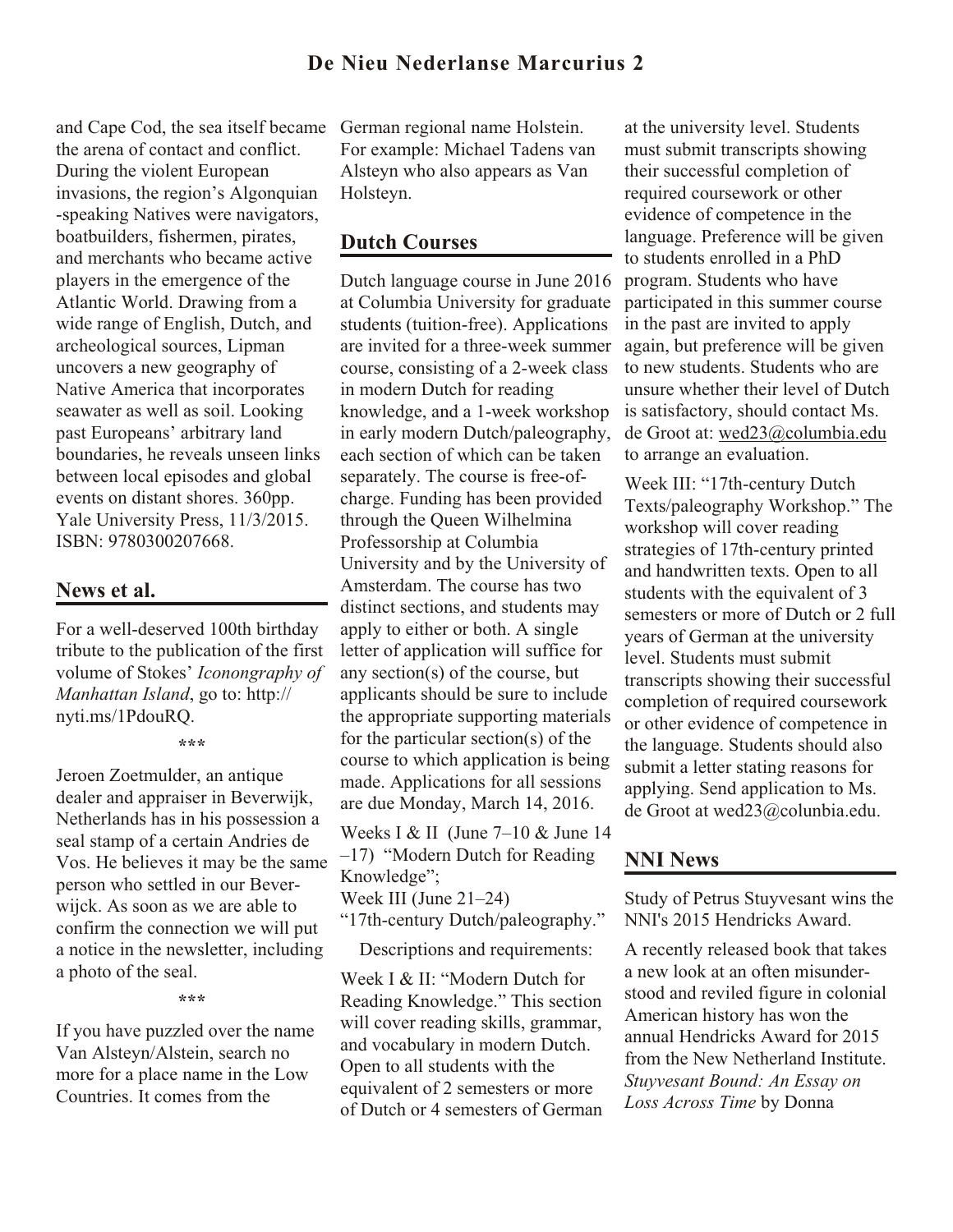and Cape Cod, the sea itself became the arena of contact and conflict. During the violent European invasions, the region's Algonquian -speaking Natives were navigators, boatbuilders, fishermen, pirates, and merchants who became active players in the emergence of the Atlantic World. Drawing from a wide range of English, Dutch, and archeological sources, Lipman uncovers a new geography of Native America that incorporates seawater as well as soil. Looking past Europeans' arbitrary land boundaries, he reveals unseen links between local episodes and global events on distant shores. 360pp. Yale University Press, 11/3/2015. ISBN: 9780300207668.

## News et al.

For a well-deserved 100th birthday tribute to the publication of the first volume of Stokes' *Iconongraphy of Manhattan Island*, go to: http://nyti.ms/1PdouRQ.

\*\*\*

Jeroen Zoetmulder, an antique dealer and appraiser in Beverwijk, Netherlands has in his possession a seal stamp of a certain Andries de Vos. He believes it may be the same person who settled in our Beverwijck. As soon as we are able to confirm the connection we will put a notice in the newsletter, including a photo of the seal.

\*\*\*

If you have puzzled over the name Van Alsteyn/Alstein, search no more for a place name in the Low Countries. It comes from the German regional name Holstein. For example: Michael Tadens van Alsteyn who also appears as Van Holsteyn.

## Dutch Courses

Dutch language course in June 2016 at Columbia University for graduate students (tuition-free). Applications are invited for a three-week summer course, consisting of a 2-week class in modern Dutch for reading knowledge, and a 1-week workshop in early modern Dutch/paleography, each section of which can be taken separately. The course is free-of-charge. Funding has been provided through the Queen Wilhelmina Professorship at Columbia University and by the University of Amsterdam. The course has two distinct sections, and students may apply to either or both. A single letter of application will suffice for any section(s) of the course, but applicants should be sure to include the appropriate supporting materials for the particular section(s) of the course to which application is being made. Applications for all sessions are due Monday, March 14, 2016.

Weeks I & II (June 7–10 & June 14–17) "Modern Dutch for Reading Knowledge";
Week III (June 21–24) "17th-century Dutch/paleography."

Descriptions and requirements:

Week I & II: "Modern Dutch for Reading Knowledge." This section will cover reading skills, grammar, and vocabulary in modern Dutch. Open to all students with the equivalent of 2 semesters or more of Dutch or 4 semesters of German at the university level. Students must submit transcripts showing their successful completion of required coursework or other evidence of competence in the language. Preference will be given to students enrolled in a PhD program. Students who have participated in this summer course in the past are invited to apply again, but preference will be given to new students. Students who are unsure whether their level of Dutch is satisfactory, should contact Ms. de Groot at: wed23@columbia.edu to arrange an evaluation.

Week III: "17th-century Dutch Texts/paleography Workshop." The workshop will cover reading strategies of 17th-century printed and handwritten texts. Open to all students with the equivalent of 3 semesters or more of Dutch or 2 full years of German at the university level. Students must submit transcripts showing their successful completion of required coursework or other evidence of competence in the language. Students should also submit a letter stating reasons for applying. Send application to Ms. de Groot at wed23@colunbia.edu.

## NNI News

Study of Petrus Stuyvesant wins the NNI's 2015 Hendricks Award.

A recently released book that takes a new look at an often misunderstood and reviled figure in colonial American history has won the annual Hendricks Award for 2015 from the New Netherland Institute. *Stuyvesant Bound: An Essay on Loss Across Time* by Donna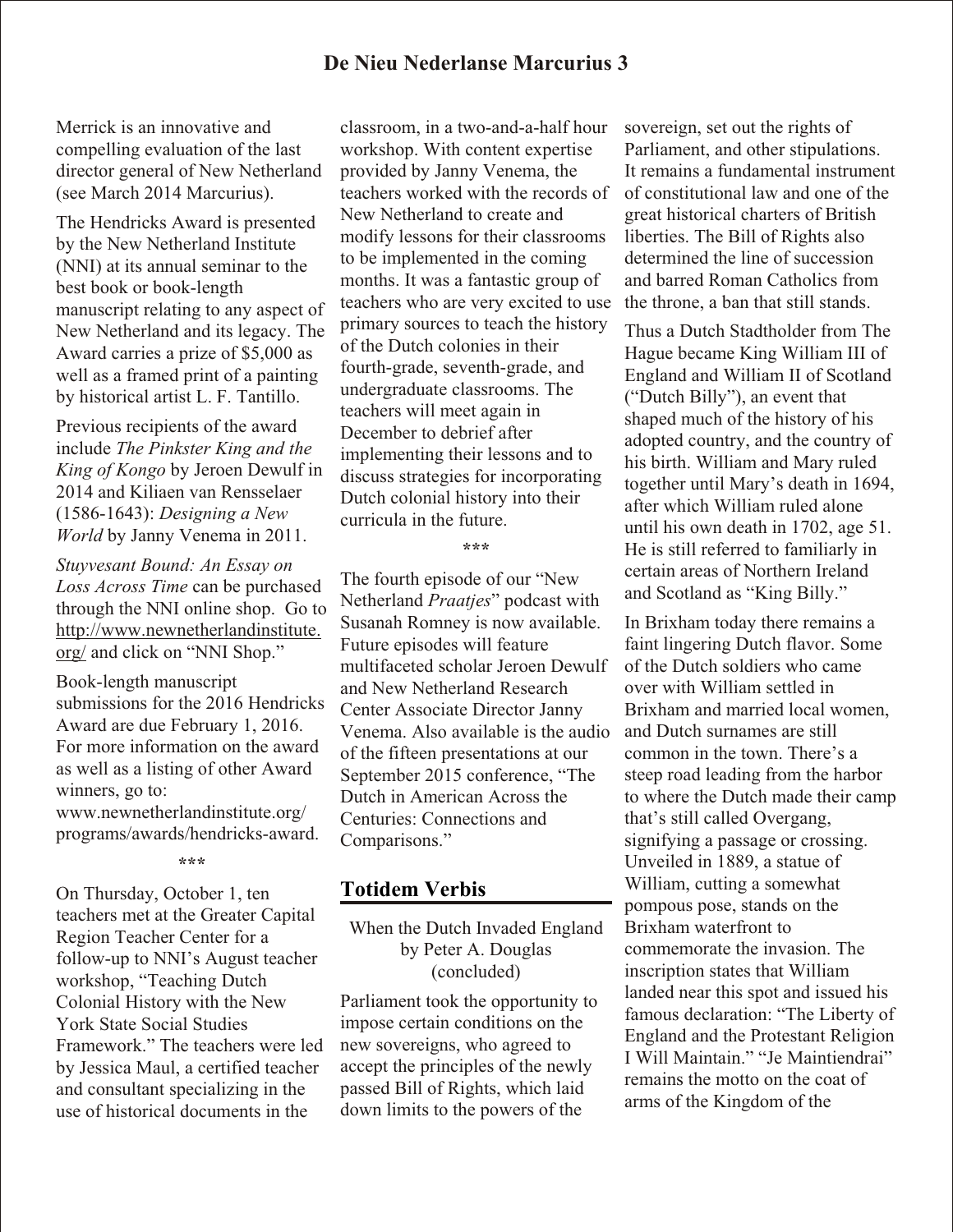Merrick is an innovative and compelling evaluation of the last director general of New Netherland (see March 2014 Marcurius).

The Hendricks Award is presented by the New Netherland Institute (NNI) at its annual seminar to the best book or book-length manuscript relating to any aspect of New Netherland and its legacy. The Award carries a prize of $5,000 as well as a framed print of a painting by historical artist L. F. Tantillo.

Previous recipients of the award include *The Pinkster King and the King of Kongo* by Jeroen Dewulf in 2014 and Kiliaen van Rensselaer (1586-1643): *Designing a New World* by Janny Venema in 2011.

*Stuyvesant Bound: An Essay on Loss Across Time* can be purchased through the NNI online shop. Go to http://www.newnetherlandinstitute.org/ and click on "NNI Shop."

Book-length manuscript submissions for the 2016 Hendricks Award are due February 1, 2016. For more information on the award as well as a listing of other Award winners, go to: www.newnetherlandinstitute.org/programs/awards/hendricks-award.

\*\*\*

On Thursday, October 1, ten teachers met at the Greater Capital Region Teacher Center for a follow-up to NNI's August teacher workshop, "Teaching Dutch Colonial History with the New York State Social Studies Framework." The teachers were led by Jessica Maul, a certified teacher and consultant specializing in the use of historical documents in the classroom, in a two-and-a-half hour workshop. With content expertise provided by Janny Venema, the teachers worked with the records of New Netherland to create and modify lessons for their classrooms to be implemented in the coming months. It was a fantastic group of teachers who are very excited to use primary sources to teach the history of the Dutch colonies in their fourth-grade, seventh-grade, and undergraduate classrooms. The teachers will meet again in December to debrief after implementing their lessons and to discuss strategies for incorporating Dutch colonial history into their curricula in the future.

\*\*\*

The fourth episode of our "New Netherland *Praatjes*" podcast with Susanah Romney is now available. Future episodes will feature multifaceted scholar Jeroen Dewulf and New Netherland Research Center Associate Director Janny Venema. Also available is the audio of the fifteen presentations at our September 2015 conference, "The Dutch in American Across the Centuries: Connections and Comparisons."

## Totidem Verbis

When the Dutch Invaded England
by Peter A. Douglas
(concluded)

Parliament took the opportunity to impose certain conditions on the new sovereigns, who agreed to accept the principles of the newly passed Bill of Rights, which laid down limits to the powers of the sovereign, set out the rights of Parliament, and other stipulations. It remains a fundamental instrument of constitutional law and one of the great historical charters of British liberties. The Bill of Rights also determined the line of succession and barred Roman Catholics from the throne, a ban that still stands.

Thus a Dutch Stadtholder from The Hague became King William III of England and William II of Scotland ("Dutch Billy"), an event that shaped much of the history of his adopted country, and the country of his birth. William and Mary ruled together until Mary's death in 1694, after which William ruled alone until his own death in 1702, age 51. He is still referred to familiarly in certain areas of Northern Ireland and Scotland as "King Billy."

In Brixham today there remains a faint lingering Dutch flavor. Some of the Dutch soldiers who came over with William settled in Brixham and married local women, and Dutch surnames are still common in the town. There's a steep road leading from the harbor to where the Dutch made their camp that's still called Overgang, signifying a passage or crossing. Unveiled in 1889, a statue of William, cutting a somewhat pompous pose, stands on the Brixham waterfront to commemorate the invasion. The inscription states that William landed near this spot and issued his famous declaration: "The Liberty of England and the Protestant Religion I Will Maintain." "Je Maintiendrai" remains the motto on the coat of arms of the Kingdom of the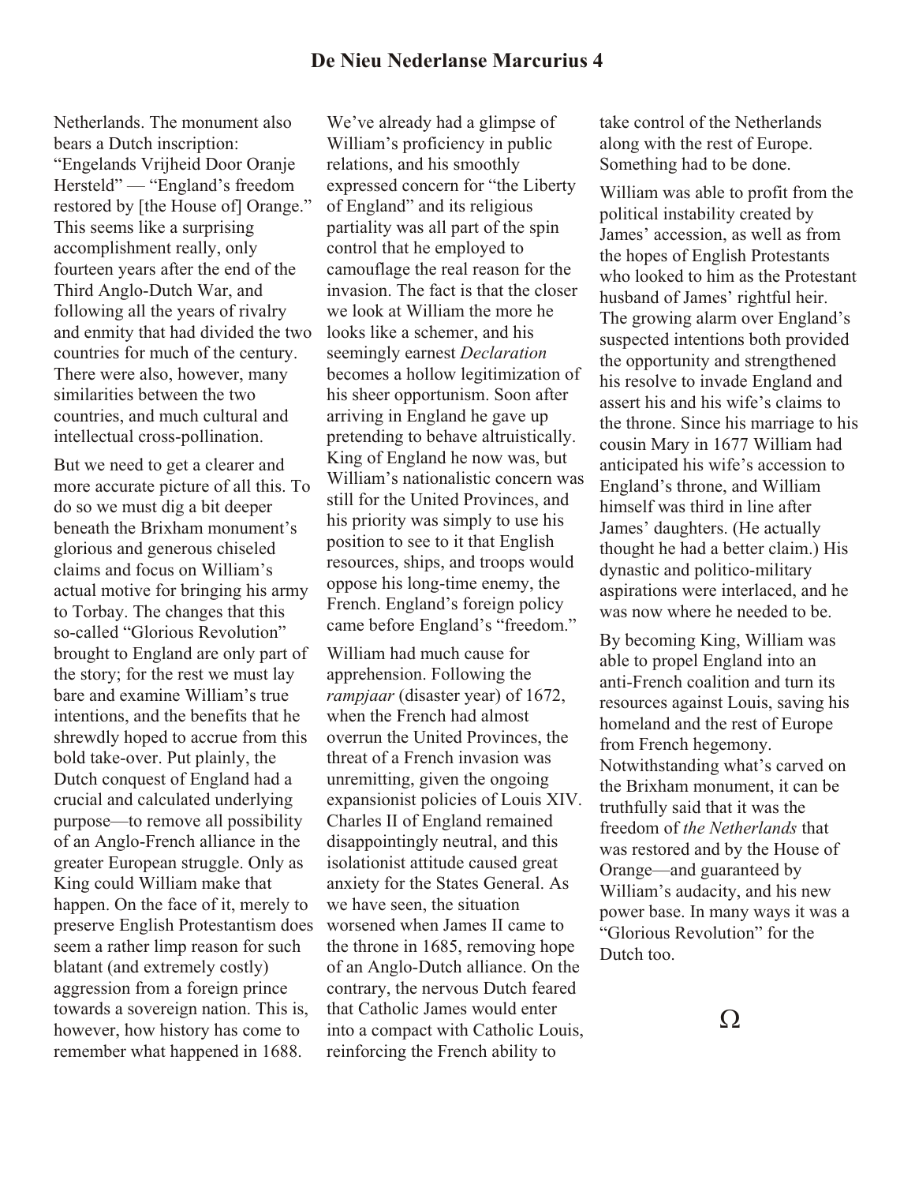Netherlands. The monument also bears a Dutch inscription: "Engelands Vrijheid Door Oranje Hersteld" — "England's freedom restored by [the House of] Orange." This seems like a surprising accomplishment really, only fourteen years after the end of the Third Anglo-Dutch War, and following all the years of rivalry and enmity that had divided the two countries for much of the century. There were also, however, many similarities between the two countries, and much cultural and intellectual cross-pollination.

But we need to get a clearer and more accurate picture of all this. To do so we must dig a bit deeper beneath the Brixham monument's glorious and generous chiseled claims and focus on William's actual motive for bringing his army to Torbay. The changes that this so-called "Glorious Revolution" brought to England are only part of the story; for the rest we must lay bare and examine William's true intentions, and the benefits that he shrewdly hoped to accrue from this bold take-over. Put plainly, the Dutch conquest of England had a crucial and calculated underlying purpose—to remove all possibility of an Anglo-French alliance in the greater European struggle. Only as King could William make that happen. On the face of it, merely to preserve English Protestantism does seem a rather limp reason for such blatant (and extremely costly) aggression from a foreign prince towards a sovereign nation. This is, however, how history has come to remember what happened in 1688.

We've already had a glimpse of William's proficiency in public relations, and his smoothly expressed concern for "the Liberty of England" and its religious partiality was all part of the spin control that he employed to camouflage the real reason for the invasion. The fact is that the closer we look at William the more he looks like a schemer, and his seemingly earnest *Declaration* becomes a hollow legitimization of his sheer opportunism. Soon after arriving in England he gave up pretending to behave altruistically. King of England he now was, but William's nationalistic concern was still for the United Provinces, and his priority was simply to use his position to see to it that English resources, ships, and troops would oppose his long-time enemy, the French. England's foreign policy came before England's "freedom."

William had much cause for apprehension. Following the *rampjaar* (disaster year) of 1672, when the French had almost overrun the United Provinces, the threat of a French invasion was unremitting, given the ongoing expansionist policies of Louis XIV. Charles II of England remained disappointingly neutral, and this isolationist attitude caused great anxiety for the States General. As we have seen, the situation worsened when James II came to the throne in 1685, removing hope of an Anglo-Dutch alliance. On the contrary, the nervous Dutch feared that Catholic James would enter into a compact with Catholic Louis, reinforcing the French ability to take control of the Netherlands along with the rest of Europe. Something had to be done.

William was able to profit from the political instability created by James' accession, as well as from the hopes of English Protestants who looked to him as the Protestant husband of James' rightful heir. The growing alarm over England's suspected intentions both provided the opportunity and strengthened his resolve to invade England and assert his and his wife's claims to the throne. Since his marriage to his cousin Mary in 1677 William had anticipated his wife's accession to England's throne, and William himself was third in line after James' daughters. (He actually thought he had a better claim.) His dynastic and politico-military aspirations were interlaced, and he was now where he needed to be.

By becoming King, William was able to propel England into an anti-French coalition and turn its resources against Louis, saving his homeland and the rest of Europe from French hegemony. Notwithstanding what's carved on the Brixham monument, it can be truthfully said that it was the freedom of *the Netherlands* that was restored and by the House of Orange—and guaranteed by William's audacity, and his new power base. In many ways it was a "Glorious Revolution" for the Dutch too.

Ω